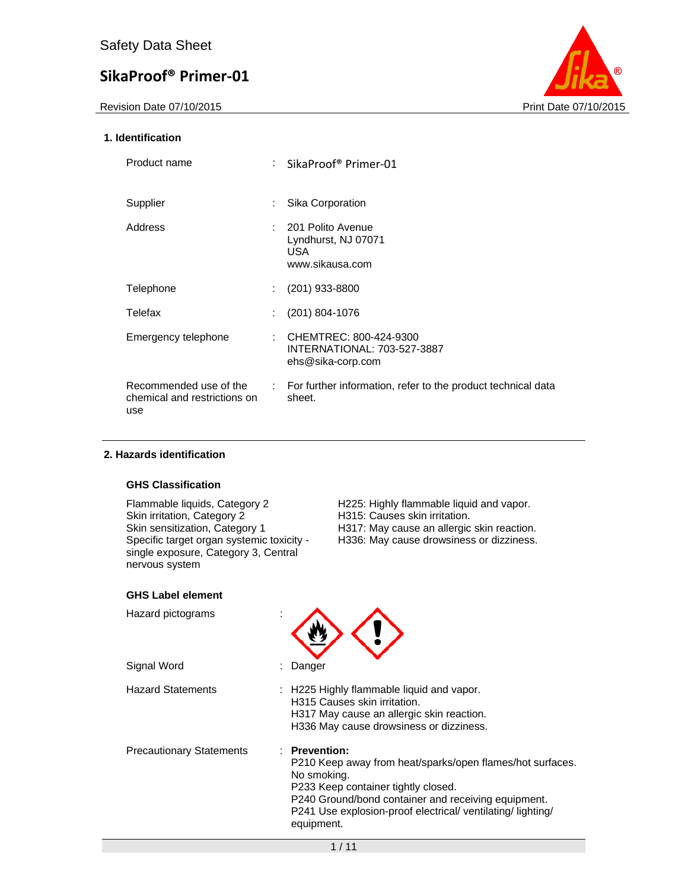Safety Data Sheet

# SikaProof® Primer-01

Revision Date 07/10/2015 Print Date 07/10/2015

## 1. Identification

| | | |
|---|---|---|
| Product name | : | SikaProof® Primer-01 |
| Supplier | : | Sika Corporation |
| Address | : | 201 Polito Avenue<br>Lyndhurst, NJ 07071<br>USA<br>www.sikausa.com |
| Telephone | : | (201) 933-8800 |
| Telefax | : | (201) 804-1076 |
| Emergency telephone | : | CHEMTREC: 800-424-9300<br>INTERNATIONAL: 703-527-3887<br>ehs@sika-corp.com |
| Recommended use of the chemical and restrictions on use | : | For further information, refer to the product technical data sheet. |

## 2. Hazards identification

### GHS Classification

| | |
|---|---|
| Flammable liquids, Category 2 | H225: Highly flammable liquid and vapor. |
| Skin irritation, Category 2 | H315: Causes skin irritation. |
| Skin sensitization, Category 1 | H317: May cause an allergic skin reaction. |
| Specific target organ systemic toxicity - single exposure, Category 3, Central nervous system | H336: May cause drowsiness or dizziness. |

### GHS Label element

Hazard pictograms :

Signal Word : Danger

Hazard Statements :
H225 Highly flammable liquid and vapor.
H315 Causes skin irritation.
H317 May cause an allergic skin reaction.
H336 May cause drowsiness or dizziness.

Precautionary Statements :
**Prevention:**
P210 Keep away from heat/sparks/open flames/hot surfaces. No smoking.
P233 Keep container tightly closed.
P240 Ground/bond container and receiving equipment.
P241 Use explosion-proof electrical/ ventilating/ lighting/ equipment.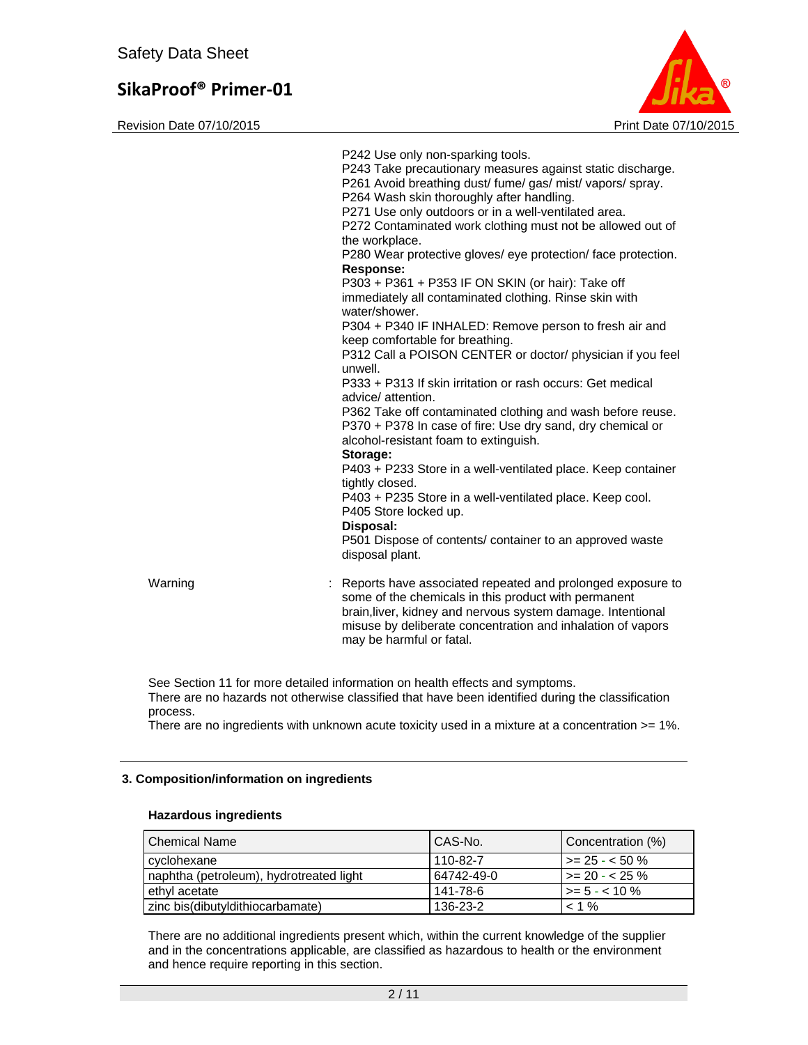P242 Use only non-sparking tools.
P243 Take precautionary measures against static discharge.
P261 Avoid breathing dust/ fume/ gas/ mist/ vapors/ spray.
P264 Wash skin thoroughly after handling.
P271 Use only outdoors or in a well-ventilated area.
P272 Contaminated work clothing must not be allowed out of the workplace.
P280 Wear protective gloves/ eye protection/ face protection.

**Response:**

P303 + P361 + P353 IF ON SKIN (or hair): Take off immediately all contaminated clothing. Rinse skin with water/shower.
P304 + P340 IF INHALED: Remove person to fresh air and keep comfortable for breathing.
P312 Call a POISON CENTER or doctor/ physician if you feel unwell.
P333 + P313 If skin irritation or rash occurs: Get medical advice/ attention.
P362 Take off contaminated clothing and wash before reuse.
P370 + P378 In case of fire: Use dry sand, dry chemical or alcohol-resistant foam to extinguish.

**Storage:**

P403 + P233 Store in a well-ventilated place. Keep container tightly closed.
P403 + P235 Store in a well-ventilated place. Keep cool.
P405 Store locked up.

**Disposal:**

P501 Dispose of contents/ container to an approved waste disposal plant.

Warning : Reports have associated repeated and prolonged exposure to some of the chemicals in this product with permanent brain,liver, kidney and nervous system damage. Intentional misuse by deliberate concentration and inhalation of vapors may be harmful or fatal.

See Section 11 for more detailed information on health effects and symptoms.
There are no hazards not otherwise classified that have been identified during the classification process.
There are no ingredients with unknown acute toxicity used in a mixture at a concentration >= 1%.

## 3. Composition/information on ingredients

### Hazardous ingredients

| Chemical Name | CAS-No. | Concentration (%) |
|---|---|---|
| cyclohexane | 110-82-7 | >= 25 - < 50 % |
| naphtha (petroleum), hydrotreated light | 64742-49-0 | >= 20 - < 25 % |
| ethyl acetate | 141-78-6 | >= 5 - < 10 % |
| zinc bis(dibutyldithiocarbamate) | 136-23-2 | < 1 % |

There are no additional ingredients present which, within the current knowledge of the supplier and in the concentrations applicable, are classified as hazardous to health or the environment and hence require reporting in this section.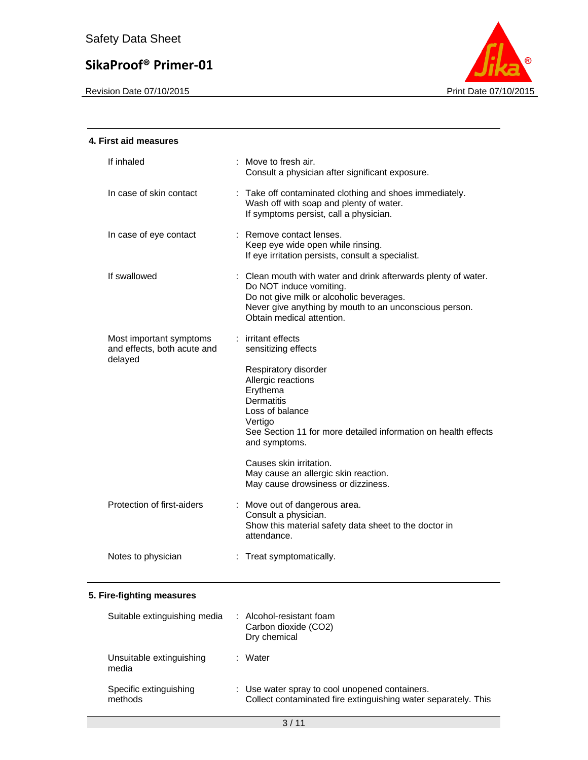## 4. First aid measures

| | |
|---|---|
| If inhaled | Move to fresh air.<br>Consult a physician after significant exposure. |
| In case of skin contact | Take off contaminated clothing and shoes immediately.<br>Wash off with soap and plenty of water.<br>If symptoms persist, call a physician. |
| In case of eye contact | Remove contact lenses.<br>Keep eye wide open while rinsing.<br>If eye irritation persists, consult a specialist. |
| If swallowed | Clean mouth with water and drink afterwards plenty of water.<br>Do NOT induce vomiting.<br>Do not give milk or alcoholic beverages.<br>Never give anything by mouth to an unconscious person.<br>Obtain medical attention. |
| Most important symptoms and effects, both acute and delayed | irritant effects<br>sensitizing effects<br><br>Respiratory disorder<br>Allergic reactions<br>Erythema<br>Dermatitis<br>Loss of balance<br>Vertigo<br>See Section 11 for more detailed information on health effects and symptoms.<br><br>Causes skin irritation.<br>May cause an allergic skin reaction.<br>May cause drowsiness or dizziness. |
| Protection of first-aiders | Move out of dangerous area.<br>Consult a physician.<br>Show this material safety data sheet to the doctor in attendance. |
| Notes to physician | Treat symptomatically. |

## 5. Fire-fighting measures

| | |
|---|---|
| Suitable extinguishing media | Alcohol-resistant foam<br>Carbon dioxide ($CO_2$)<br>Dry chemical |
| Unsuitable extinguishing media | Water |
| Specific extinguishing methods | Use water spray to cool unopened containers.<br>Collect contaminated fire extinguishing water separately. This |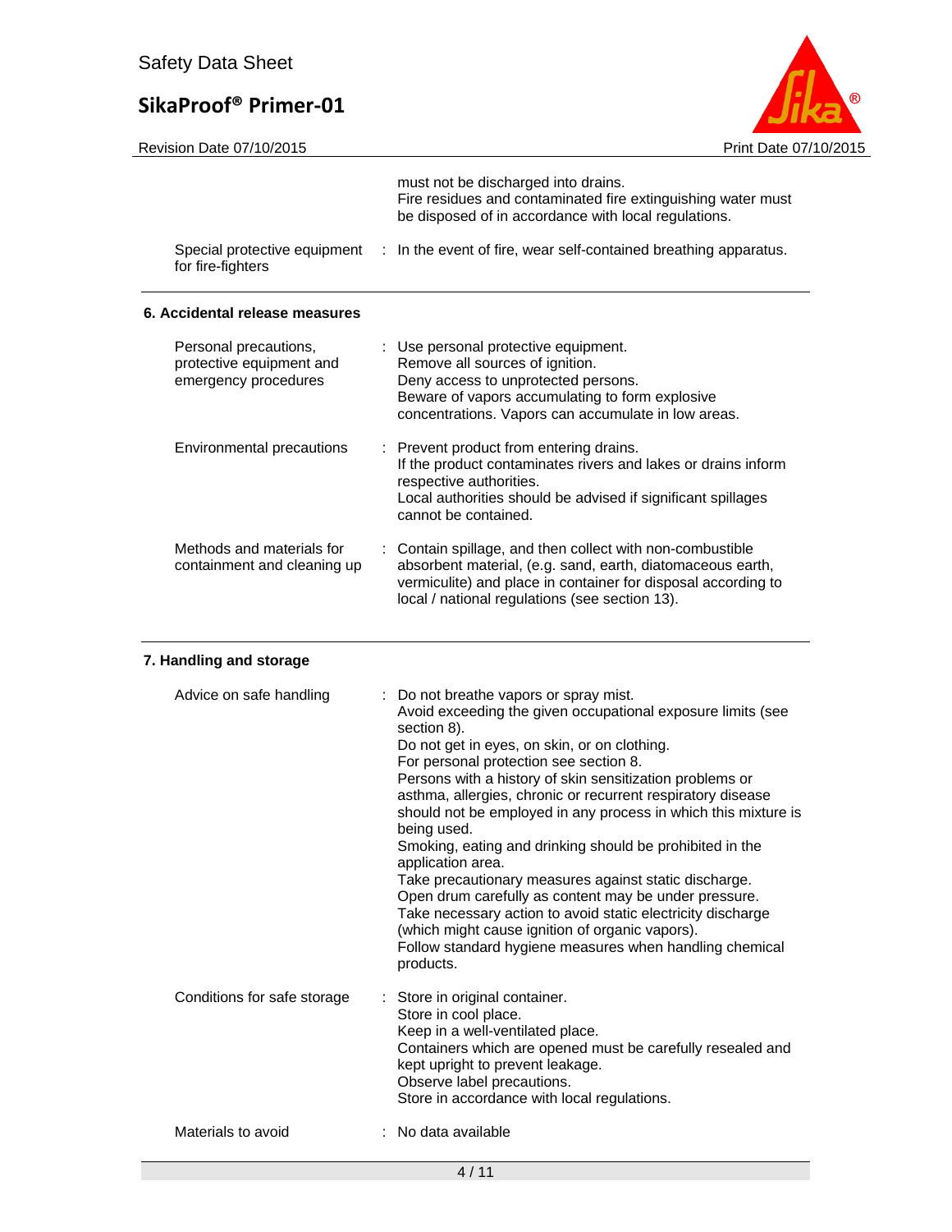must not be discharged into drains.
Fire residues and contaminated fire extinguishing water must be disposed of in accordance with local regulations.

| | |
|---|---|
| Special protective equipment for fire-fighters | : In the event of fire, wear self-contained breathing apparatus. |

## 6. Accidental release measures

| | |
|---|---|
| Personal precautions, protective equipment and emergency procedures | : Use personal protective equipment.<br>Remove all sources of ignition.<br>Deny access to unprotected persons.<br>Beware of vapors accumulating to form explosive concentrations. Vapors can accumulate in low areas. |
| Environmental precautions | : Prevent product from entering drains.<br>If the product contaminates rivers and lakes or drains inform respective authorities.<br>Local authorities should be advised if significant spillages cannot be contained. |
| Methods and materials for containment and cleaning up | : Contain spillage, and then collect with non-combustible absorbent material, (e.g. sand, earth, diatomaceous earth, vermiculite) and place in container for disposal according to local / national regulations (see section 13). |

## 7. Handling and storage

| | |
|---|---|
| Advice on safe handling | : Do not breathe vapors or spray mist.<br>Avoid exceeding the given occupational exposure limits (see section 8).<br>Do not get in eyes, on skin, or on clothing.<br>For personal protection see section 8.<br>Persons with a history of skin sensitization problems or asthma, allergies, chronic or recurrent respiratory disease should not be employed in any process in which this mixture is being used.<br>Smoking, eating and drinking should be prohibited in the application area.<br>Take precautionary measures against static discharge.<br>Open drum carefully as content may be under pressure.<br>Take necessary action to avoid static electricity discharge (which might cause ignition of organic vapors).<br>Follow standard hygiene measures when handling chemical products. |
| Conditions for safe storage | : Store in original container.<br>Store in cool place.<br>Keep in a well-ventilated place.<br>Containers which are opened must be carefully resealed and kept upright to prevent leakage.<br>Observe label precautions.<br>Store in accordance with local regulations. |
| Materials to avoid | : No data available |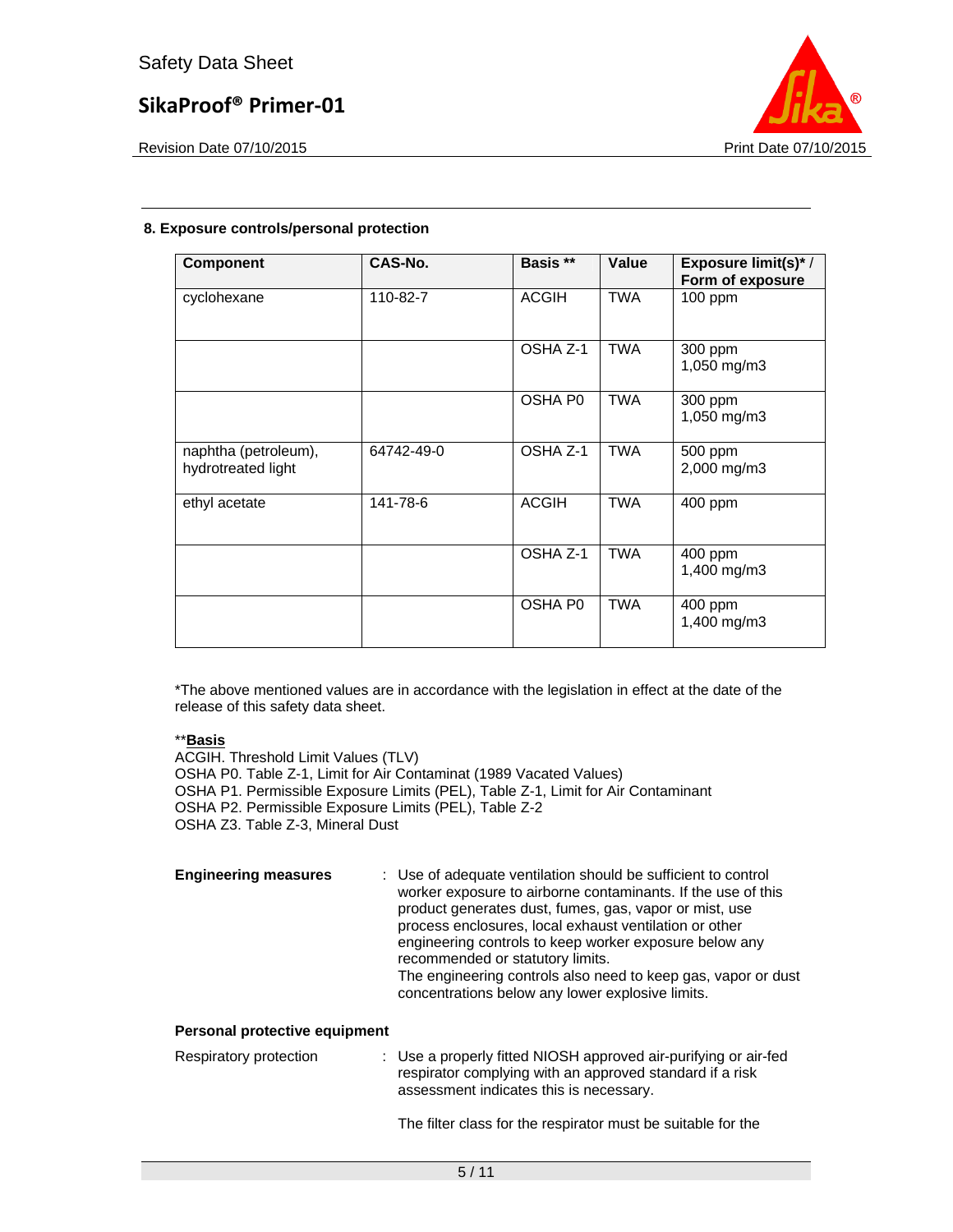## 8. Exposure controls/personal protection

| Component | CAS-No. | Basis ** | Value | Exposure limit(s)* / Form of exposure |
|---|---|---|---|---|
| cyclohexane | 110-82-7 | ACGIH | TWA | 100 ppm |
| | | OSHA Z-1 | TWA | 300 ppm<br>1,050 mg/m3 |
| | | OSHA P0 | TWA | 300 ppm<br>1,050 mg/m3 |
| naphtha (petroleum), hydrotreated light | 64742-49-0 | OSHA Z-1 | TWA | 500 ppm<br>2,000 mg/m3 |
| ethyl acetate | 141-78-6 | ACGIH | TWA | 400 ppm |
| | | OSHA Z-1 | TWA | 400 ppm<br>1,400 mg/m3 |
| | | OSHA P0 | TWA | 400 ppm<br>1,400 mg/m3 |

*The above mentioned values are in accordance with the legislation in effect at the date of the release of this safety data sheet.

****Basis**

ACGIH. Threshold Limit Values (TLV)
OSHA P0. Table Z-1, Limit for Air Contaminat (1989 Vacated Values)
OSHA P1. Permissible Exposure Limits (PEL), Table Z-1, Limit for Air Contaminant
OSHA P2. Permissible Exposure Limits (PEL), Table Z-2
OSHA Z3. Table Z-3, Mineral Dust

**Engineering measures** : Use of adequate ventilation should be sufficient to control worker exposure to airborne contaminants. If the use of this product generates dust, fumes, gas, vapor or mist, use process enclosures, local exhaust ventilation or other engineering controls to keep worker exposure below any recommended or statutory limits.
The engineering controls also need to keep gas, vapor or dust concentrations below any lower explosive limits.

**Personal protective equipment**

Respiratory protection : Use a properly fitted NIOSH approved air-purifying or air-fed respirator complying with an approved standard if a risk assessment indicates this is necessary.

The filter class for the respirator must be suitable for the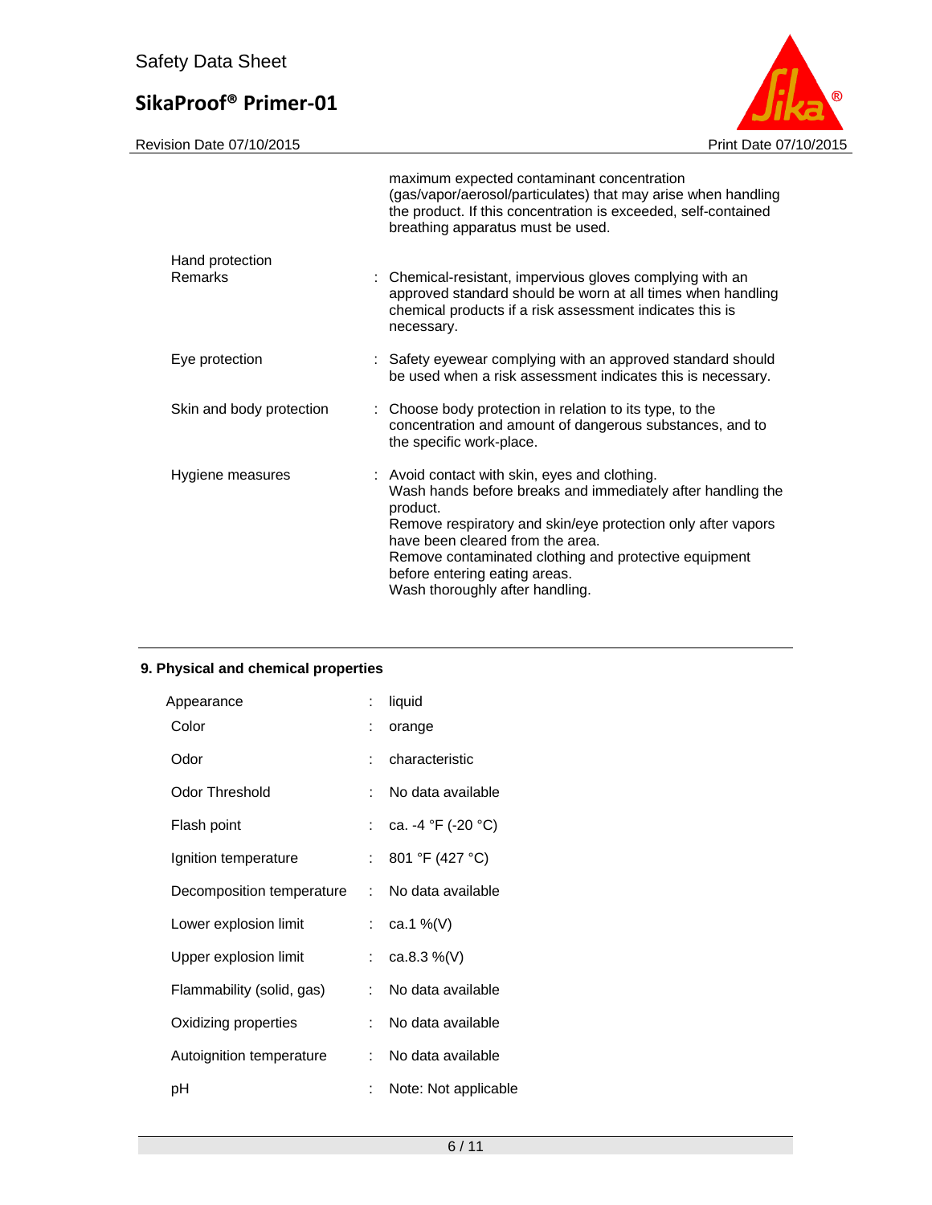maximum expected contaminant concentration (gas/vapor/aerosol/particulates) that may arise when handling the product. If this concentration is exceeded, self-contained breathing apparatus must be used.

| | | |
|---|---|---|
| Hand protection<br>Remarks | : | Chemical-resistant, impervious gloves complying with an approved standard should be worn at all times when handling chemical products if a risk assessment indicates this is necessary. |
| Eye protection | : | Safety eyewear complying with an approved standard should be used when a risk assessment indicates this is necessary. |
| Skin and body protection | : | Choose body protection in relation to its type, to the concentration and amount of dangerous substances, and to the specific work-place. |
| Hygiene measures | : | Avoid contact with skin, eyes and clothing.<br>Wash hands before breaks and immediately after handling the product.<br>Remove respiratory and skin/eye protection only after vapors have been cleared from the area.<br>Remove contaminated clothing and protective equipment before entering eating areas.<br>Wash thoroughly after handling. |

## 9. Physical and chemical properties

| | | |
|---|---|---|
| Appearance | : | liquid |
| Color | : | orange |
| Odor | : | characteristic |
| Odor Threshold | : | No data available |
| Flash point | : | ca. -4 °F (-20 °C) |
| Ignition temperature | : | 801 °F (427 °C) |
| Decomposition temperature | : | No data available |
| Lower explosion limit | : | ca.1 %(V) |
| Upper explosion limit | : | ca.8.3 %(V) |
| Flammability (solid, gas) | : | No data available |
| Oxidizing properties | : | No data available |
| Autoignition temperature | : | No data available |
| pH | : | Note: Not applicable |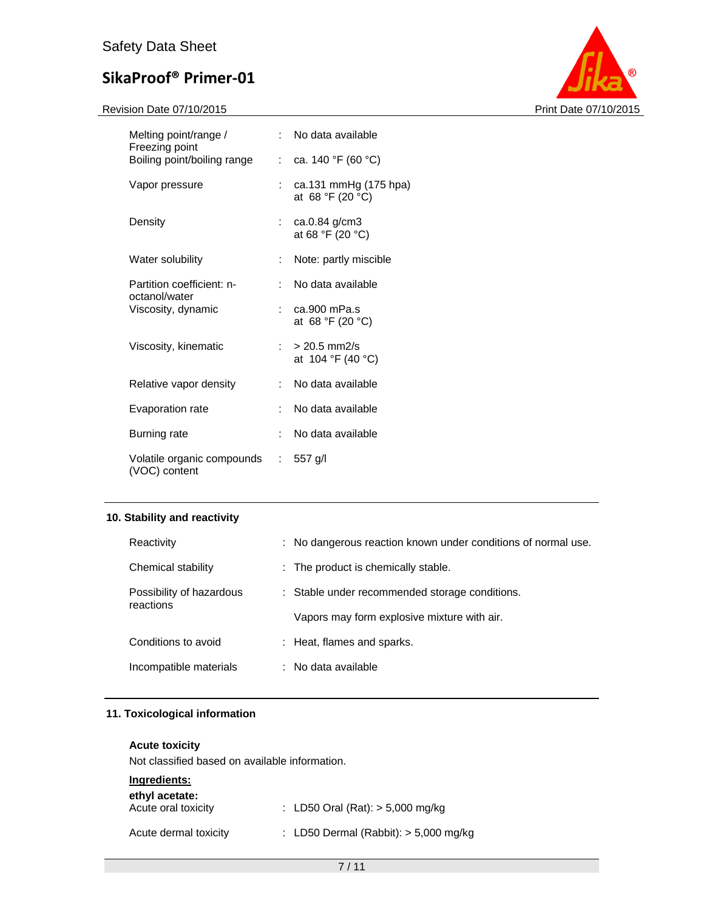| | |
|---|---|
| Melting point/range / Freezing point | : No data available |
| Boiling point/boiling range | : ca. 140 °F (60 °C) |
| Vapor pressure | : ca.131 mmHg (175 hpa) at 68 °F (20 °C) |
| Density | : ca.0.84 g/cm3 at 68 °F (20 °C) |
| Water solubility | : Note: partly miscible |
| Partition coefficient: n-octanol/water | : No data available |
| Viscosity, dynamic | : ca.900 mPa.s at 68 °F (20 °C) |
| Viscosity, kinematic | : > 20.5 mm2/s at 104 °F (40 °C) |
| Relative vapor density | : No data available |
| Evaporation rate | : No data available |
| Burning rate | : No data available |
| Volatile organic compounds (VOC) content | : 557 g/l |

## 10. Stability and reactivity

| | |
|---|---|
| Reactivity | : No dangerous reaction known under conditions of normal use. |
| Chemical stability | : The product is chemically stable. |
| Possibility of hazardous reactions | : Stable under recommended storage conditions. Vapors may form explosive mixture with air. |
| Conditions to avoid | : Heat, flames and sparks. |
| Incompatible materials | : No data available |

## 11. Toxicological information

**Acute toxicity**

Not classified based on available information.

**Ingredients:**

**ethyl acetate:**

| | |
|---|---|
| Acute oral toxicity | : LD50 Oral (Rat): > 5,000 mg/kg |
| Acute dermal toxicity | : LD50 Dermal (Rabbit): > 5,000 mg/kg |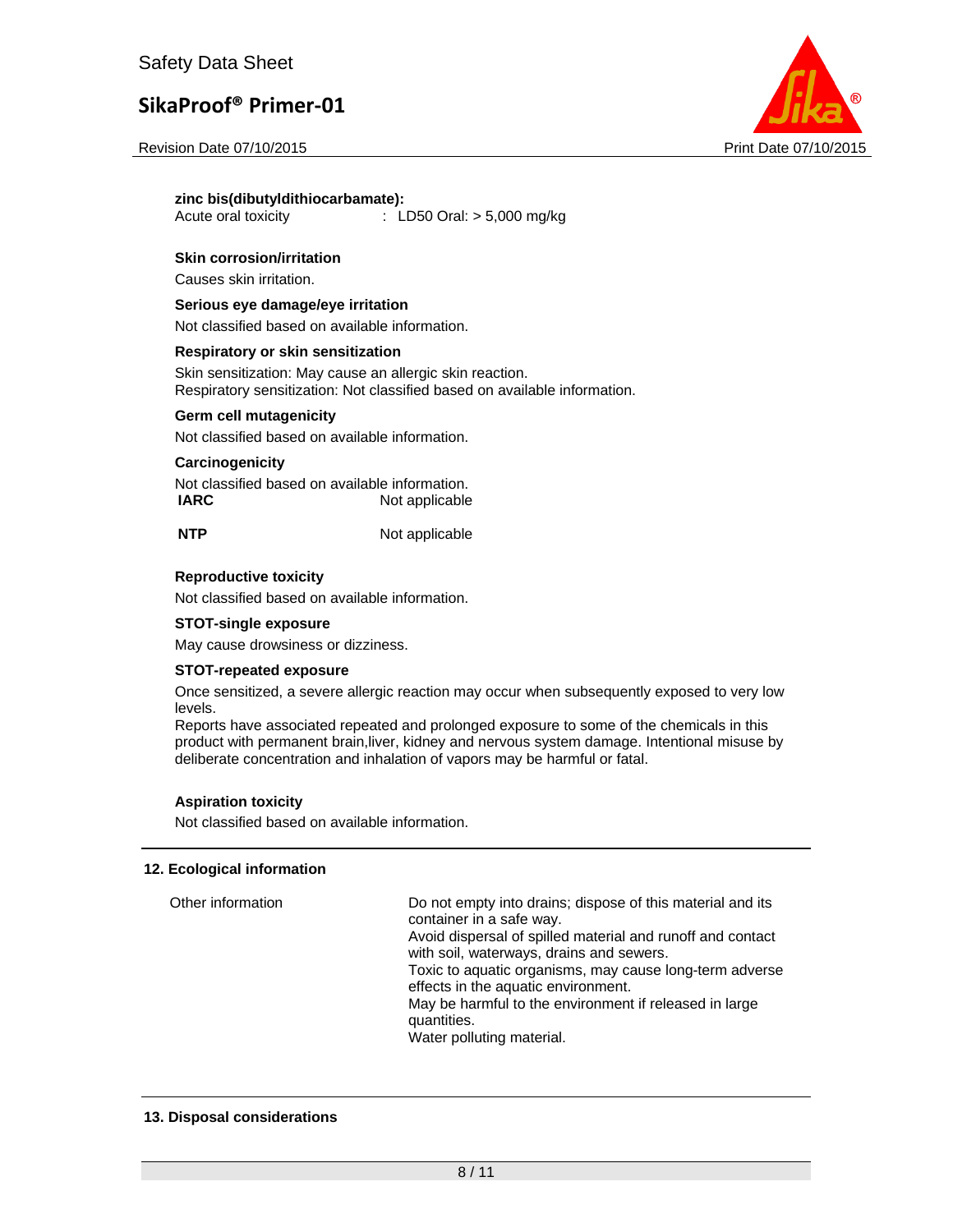**zinc bis(dibutyldithiocarbamate):**

Acute oral toxicity : LD50 Oral: > 5,000 mg/kg

**Skin corrosion/irritation**

Causes skin irritation.

**Serious eye damage/eye irritation**

Not classified based on available information.

**Respiratory or skin sensitization**

Skin sensitization: May cause an allergic skin reaction.
Respiratory sensitization: Not classified based on available information.

**Germ cell mutagenicity**

Not classified based on available information.

**Carcinogenicity**

Not classified based on available information.

| | |
|---|---|
| **IARC** | Not applicable |
| **NTP** | Not applicable |

**Reproductive toxicity**

Not classified based on available information.

**STOT-single exposure**

May cause drowsiness or dizziness.

**STOT-repeated exposure**

Once sensitized, a severe allergic reaction may occur when subsequently exposed to very low levels.
Reports have associated repeated and prolonged exposure to some of the chemicals in this product with permanent brain,liver, kidney and nervous system damage. Intentional misuse by deliberate concentration and inhalation of vapors may be harmful or fatal.

**Aspiration toxicity**

Not classified based on available information.

## 12. Ecological information

Other information

Do not empty into drains; dispose of this material and its container in a safe way.
Avoid dispersal of spilled material and runoff and contact with soil, waterways, drains and sewers.
Toxic to aquatic organisms, may cause long-term adverse effects in the aquatic environment.
May be harmful to the environment if released in large quantities.
Water polluting material.

## 13. Disposal considerations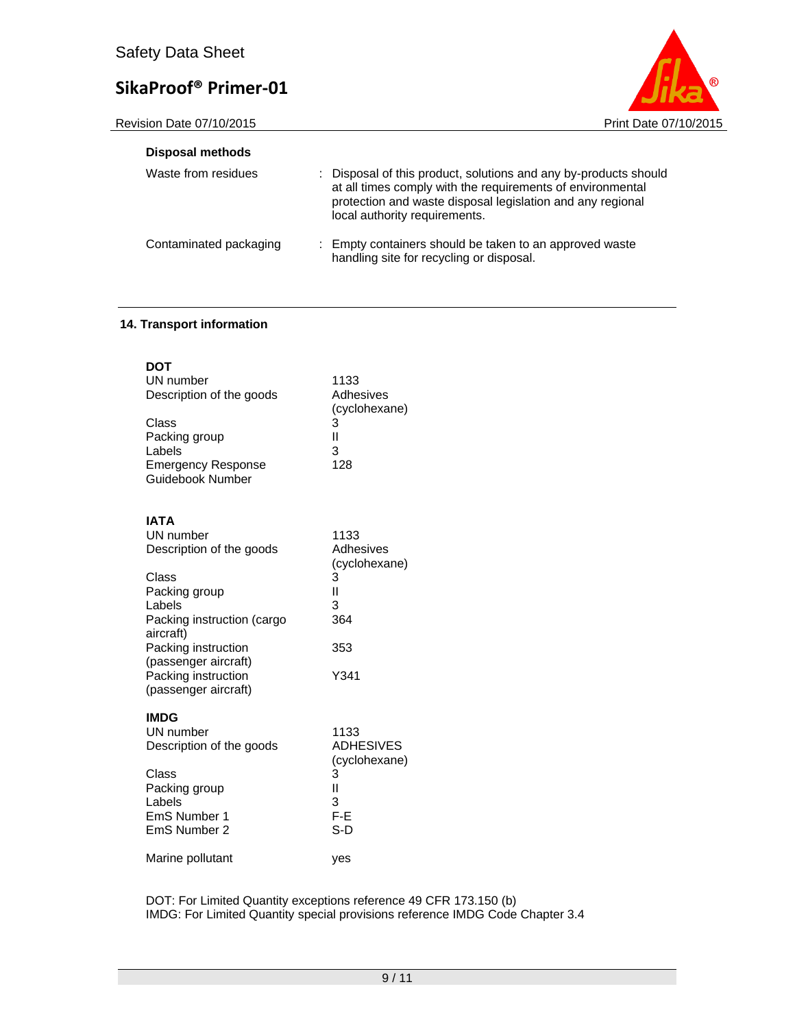**Disposal methods**

| | |
|---|---|
| Waste from residues | : Disposal of this product, solutions and any by-products should at all times comply with the requirements of environmental protection and waste disposal legislation and any regional local authority requirements. |
| Contaminated packaging | : Empty containers should be taken to an approved waste handling site for recycling or disposal. |

## 14. Transport information

**DOT**

| | |
|---|---|
| UN number | 1133 |
| Description of the goods | Adhesives (cyclohexane) |
| Class | 3 |
| Packing group | II |
| Labels | 3 |
| Emergency Response Guidebook Number | 128 |

**IATA**

| | |
|---|---|
| UN number | 1133 |
| Description of the goods | Adhesives (cyclohexane) |
| Class | 3 |
| Packing group | II |
| Labels | 3 |
| Packing instruction (cargo aircraft) | 364 |
| Packing instruction (passenger aircraft) | 353 |
| Packing instruction (passenger aircraft) | Y341 |

**IMDG**

| | |
|---|---|
| UN number | 1133 |
| Description of the goods | ADHESIVES (cyclohexane) |
| Class | 3 |
| Packing group | II |
| Labels | 3 |
| EmS Number 1 | F-E |
| EmS Number 2 | S-D |
| Marine pollutant | yes |

DOT: For Limited Quantity exceptions reference 49 CFR 173.150 (b)
IMDG: For Limited Quantity special provisions reference IMDG Code Chapter 3.4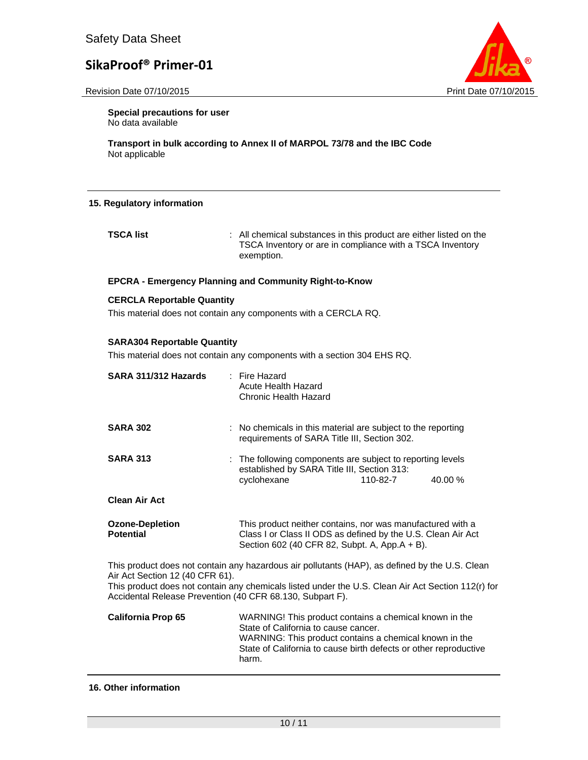**Special precautions for user**
No data available

**Transport in bulk according to Annex II of MARPOL 73/78 and the IBC Code**
Not applicable

## 15. Regulatory information

**TSCA list** : All chemical substances in this product are either listed on the TSCA Inventory or are in compliance with a TSCA Inventory exemption.

**EPCRA - Emergency Planning and Community Right-to-Know**

**CERCLA Reportable Quantity**
This material does not contain any components with a CERCLA RQ.

**SARA304 Reportable Quantity**
This material does not contain any components with a section 304 EHS RQ.

**SARA 311/312 Hazards** : Fire Hazard
Acute Health Hazard
Chronic Health Hazard

**SARA 302** : No chemicals in this material are subject to the reporting requirements of SARA Title III, Section 302.

**SARA 313** : The following components are subject to reporting levels established by SARA Title III, Section 313:

| | | |
|---|---|---|
| cyclohexane | 110-82-7 | 40.00 % |

**Clean Air Act**

**Ozone-Depletion Potential** This product neither contains, nor was manufactured with a Class I or Class II ODS as defined by the U.S. Clean Air Act Section 602 (40 CFR 82, Subpt. A, App.A + B).

This product does not contain any hazardous air pollutants (HAP), as defined by the U.S. Clean Air Act Section 12 (40 CFR 61).
This product does not contain any chemicals listed under the U.S. Clean Air Act Section 112(r) for Accidental Release Prevention (40 CFR 68.130, Subpart F).

**California Prop 65** WARNING! This product contains a chemical known in the State of California to cause cancer.
WARNING: This product contains a chemical known in the State of California to cause birth defects or other reproductive harm.

## 16. Other information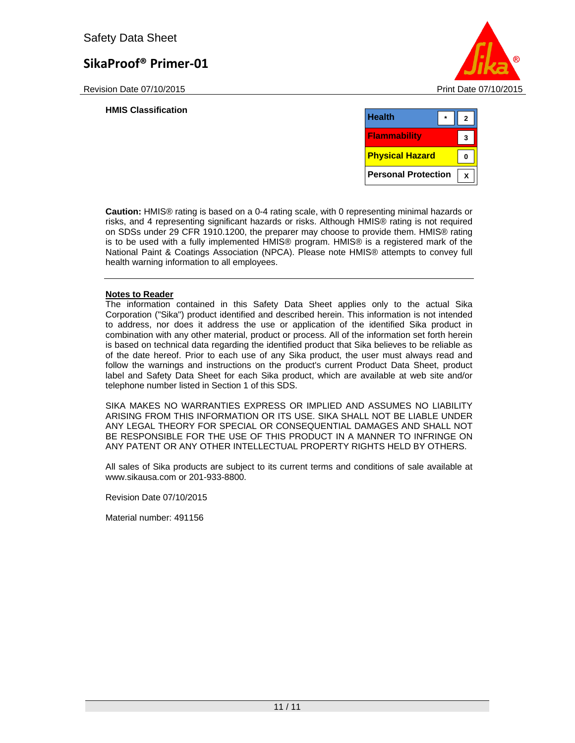**HMIS Classification**

| | | |
|---|---|---|
| Health | * | 2 |
| Flammability | | 3 |
| Physical Hazard | | 0 |
| Personal Protection | | X |

**Caution:** HMIS® rating is based on a 0-4 rating scale, with 0 representing minimal hazards or risks, and 4 representing significant hazards or risks. Although HMIS® rating is not required on SDSs under 29 CFR 1910.1200, the preparer may choose to provide them. HMIS® rating is to be used with a fully implemented HMIS® program. HMIS® is a registered mark of the National Paint & Coatings Association (NPCA). Please note HMIS® attempts to convey full health warning information to all employees.

---

**Notes to Reader**

The information contained in this Safety Data Sheet applies only to the actual Sika Corporation ("Sika") product identified and described herein. This information is not intended to address, nor does it address the use or application of the identified Sika product in combination with any other material, product or process. All of the information set forth herein is based on technical data regarding the identified product that Sika believes to be reliable as of the date hereof. Prior to each use of any Sika product, the user must always read and follow the warnings and instructions on the product's current Product Data Sheet, product label and Safety Data Sheet for each Sika product, which are available at web site and/or telephone number listed in Section 1 of this SDS.

SIKA MAKES NO WARRANTIES EXPRESS OR IMPLIED AND ASSUMES NO LIABILITY ARISING FROM THIS INFORMATION OR ITS USE. SIKA SHALL NOT BE LIABLE UNDER ANY LEGAL THEORY FOR SPECIAL OR CONSEQUENTIAL DAMAGES AND SHALL NOT BE RESPONSIBLE FOR THE USE OF THIS PRODUCT IN A MANNER TO INFRINGE ON ANY PATENT OR ANY OTHER INTELLECTUAL PROPERTY RIGHTS HELD BY OTHERS.

All sales of Sika products are subject to its current terms and conditions of sale available at www.sikausa.com or 201-933-8800.

Revision Date 07/10/2015

Material number: 491156